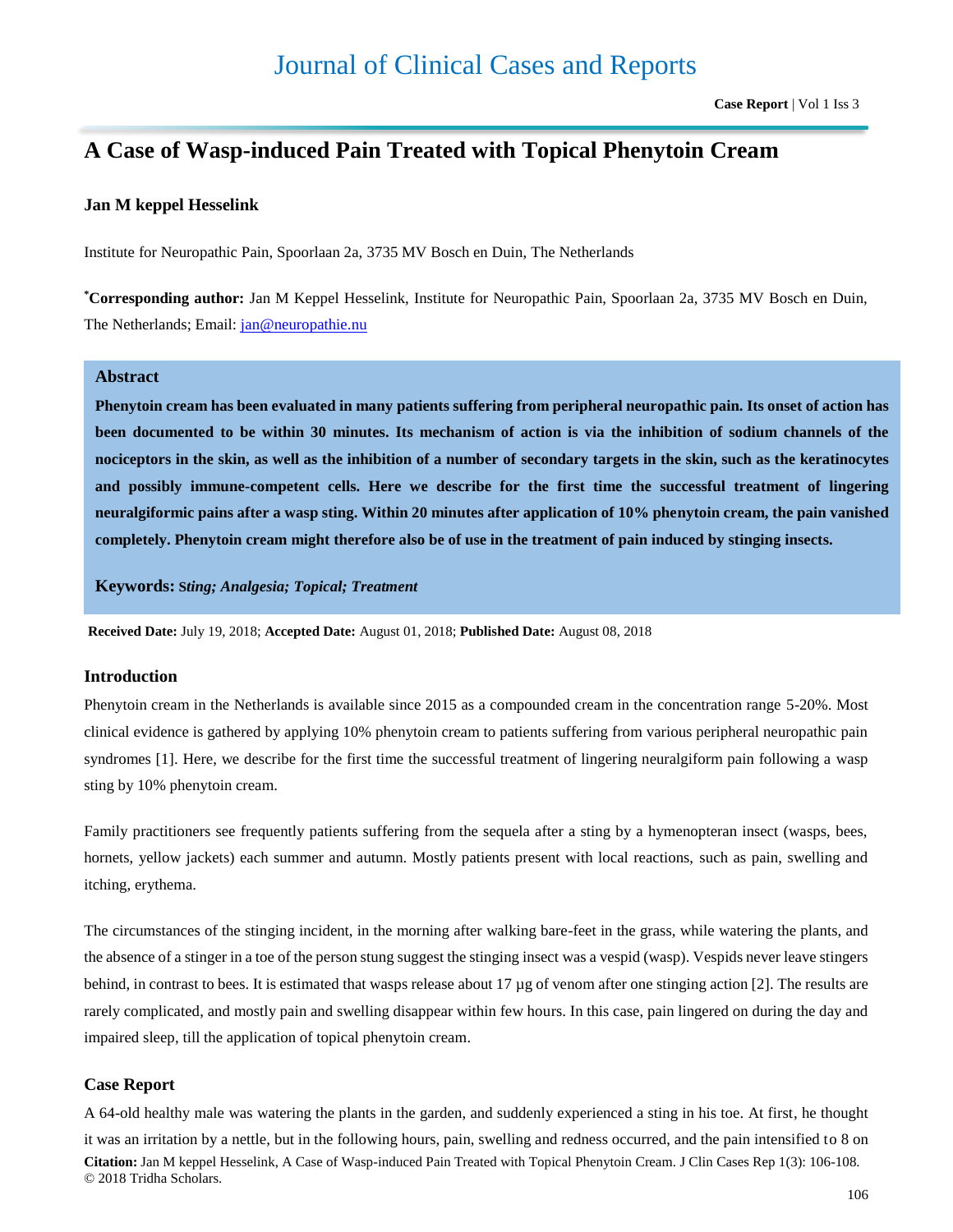# A Case of Wasp-induced Pain Treated with Topical Phenytoin Cream

**Jan M keppel Hesselink**

Institute for Neuropathic Pain, Spoorlaan 2a, 3735 MV Bosch en Duin, The Netherlands

***Corresponding author:** Jan M Keppel Hesselink, Institute for Neuropathic Pain, Spoorlaan 2a, 3735 MV Bosch en Duin, The Netherlands; Email: jan@neuropathie.nu

## Abstract

**Phenytoin cream has been evaluated in many patients suffering from peripheral neuropathic pain. Its onset of action has been documented to be within 30 minutes. Its mechanism of action is via the inhibition of sodium channels of the nociceptors in the skin, as well as the inhibition of a number of secondary targets in the skin, such as the keratinocytes and possibly immune-competent cells. Here we describe for the first time the successful treatment of lingering neuralgiformic pains after a wasp sting. Within 20 minutes after application of 10% phenytoin cream, the pain vanished completely. Phenytoin cream might therefore also be of use in the treatment of pain induced by stinging insects.**

**Keywords:** ***Sting; Analgesia; Topical; Treatment***

**Received Date:** July 19, 2018; **Accepted Date:** August 01, 2018; **Published Date:** August 08, 2018

## Introduction

Phenytoin cream in the Netherlands is available since 2015 as a compounded cream in the concentration range 5-20%. Most clinical evidence is gathered by applying 10% phenytoin cream to patients suffering from various peripheral neuropathic pain syndromes [1]. Here, we describe for the first time the successful treatment of lingering neuralgiform pain following a wasp sting by 10% phenytoin cream.

Family practitioners see frequently patients suffering from the sequela after a sting by a hymenopteran insect (wasps, bees, hornets, yellow jackets) each summer and autumn. Mostly patients present with local reactions, such as pain, swelling and itching, erythema.

The circumstances of the stinging incident, in the morning after walking bare-feet in the grass, while watering the plants, and the absence of a stinger in a toe of the person stung suggest the stinging insect was a vespid (wasp). Vespids never leave stingers behind, in contrast to bees. It is estimated that wasps release about 17 µg of venom after one stinging action [2]. The results are rarely complicated, and mostly pain and swelling disappear within few hours. In this case, pain lingered on during the day and impaired sleep, till the application of topical phenytoin cream.

## Case Report

A 64-old healthy male was watering the plants in the garden, and suddenly experienced a sting in his toe. At first, he thought it was an irritation by a nettle, but in the following hours, pain, swelling and redness occurred, and the pain intensified to 8 on

**Citation:** Jan M keppel Hesselink, A Case of Wasp-induced Pain Treated with Topical Phenytoin Cream. J Clin Cases Rep 1(3): 106-108.
© 2018 Tridha Scholars.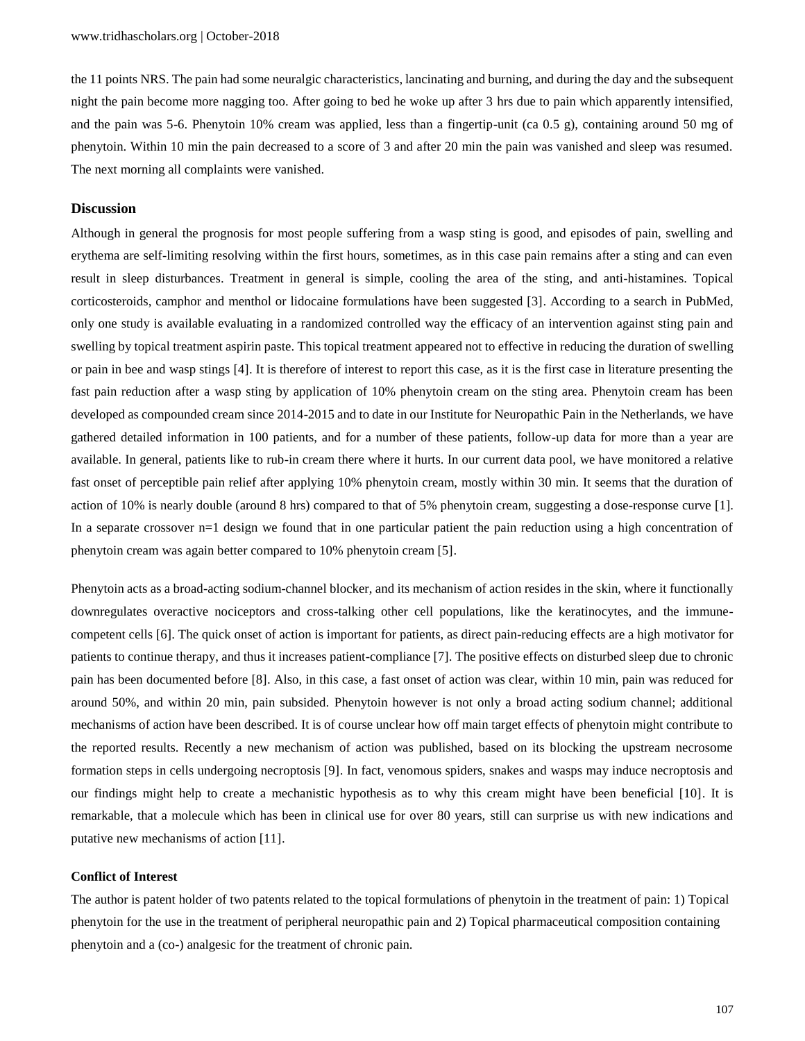the 11 points NRS. The pain had some neuralgic characteristics, lancinating and burning, and during the day and the subsequent night the pain become more nagging too. After going to bed he woke up after 3 hrs due to pain which apparently intensified, and the pain was 5-6. Phenytoin 10% cream was applied, less than a fingertip-unit (ca 0.5 g), containing around 50 mg of phenytoin. Within 10 min the pain decreased to a score of 3 and after 20 min the pain was vanished and sleep was resumed. The next morning all complaints were vanished.

### Discussion

Although in general the prognosis for most people suffering from a wasp sting is good, and episodes of pain, swelling and erythema are self-limiting resolving within the first hours, sometimes, as in this case pain remains after a sting and can even result in sleep disturbances. Treatment in general is simple, cooling the area of the sting, and anti-histamines. Topical corticosteroids, camphor and menthol or lidocaine formulations have been suggested [3]. According to a search in PubMed, only one study is available evaluating in a randomized controlled way the efficacy of an intervention against sting pain and swelling by topical treatment aspirin paste. This topical treatment appeared not to effective in reducing the duration of swelling or pain in bee and wasp stings [4]. It is therefore of interest to report this case, as it is the first case in literature presenting the fast pain reduction after a wasp sting by application of 10% phenytoin cream on the sting area. Phenytoin cream has been developed as compounded cream since 2014-2015 and to date in our Institute for Neuropathic Pain in the Netherlands, we have gathered detailed information in 100 patients, and for a number of these patients, follow-up data for more than a year are available. In general, patients like to rub-in cream there where it hurts. In our current data pool, we have monitored a relative fast onset of perceptible pain relief after applying 10% phenytoin cream, mostly within 30 min. It seems that the duration of action of 10% is nearly double (around 8 hrs) compared to that of 5% phenytoin cream, suggesting a dose-response curve [1]. In a separate crossover n=1 design we found that in one particular patient the pain reduction using a high concentration of phenytoin cream was again better compared to 10% phenytoin cream [5].

Phenytoin acts as a broad-acting sodium-channel blocker, and its mechanism of action resides in the skin, where it functionally downregulates overactive nociceptors and cross-talking other cell populations, like the keratinocytes, and the immune-competent cells [6]. The quick onset of action is important for patients, as direct pain-reducing effects are a high motivator for patients to continue therapy, and thus it increases patient-compliance [7]. The positive effects on disturbed sleep due to chronic pain has been documented before [8]. Also, in this case, a fast onset of action was clear, within 10 min, pain was reduced for around 50%, and within 20 min, pain subsided. Phenytoin however is not only a broad acting sodium channel; additional mechanisms of action have been described. It is of course unclear how off main target effects of phenytoin might contribute to the reported results. Recently a new mechanism of action was published, based on its blocking the upstream necrosome formation steps in cells undergoing necroptosis [9]. In fact, venomous spiders, snakes and wasps may induce necroptosis and our findings might help to create a mechanistic hypothesis as to why this cream might have been beneficial [10]. It is remarkable, that a molecule which has been in clinical use for over 80 years, still can surprise us with new indications and putative new mechanisms of action [11].

#### Conflict of Interest

The author is patent holder of two patents related to the topical formulations of phenytoin in the treatment of pain: 1) Topical phenytoin for the use in the treatment of peripheral neuropathic pain and 2) Topical pharmaceutical composition containing phenytoin and a (co-) analgesic for the treatment of chronic pain.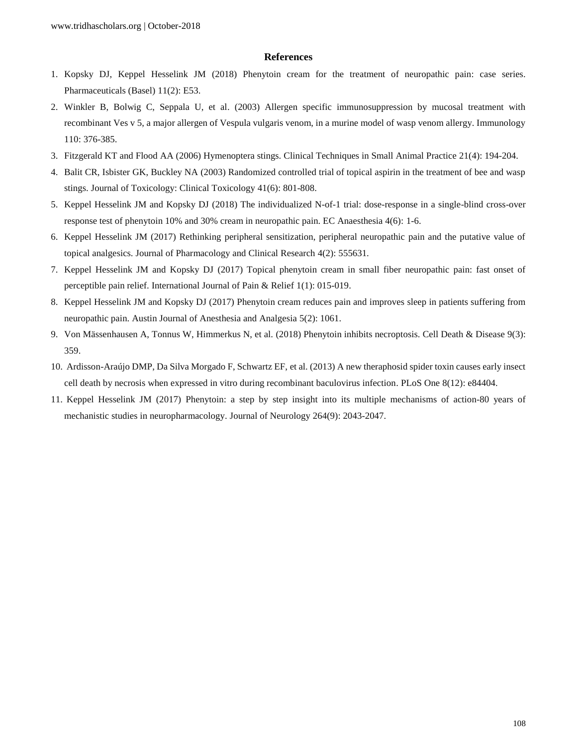## References

1. Kopsky DJ, Keppel Hesselink JM (2018) Phenytoin cream for the treatment of neuropathic pain: case series. Pharmaceuticals (Basel) 11(2): E53.
2. Winkler B, Bolwig C, Seppala U, et al. (2003) Allergen specific immunosuppression by mucosal treatment with recombinant Ves v 5, a major allergen of Vespula vulgaris venom, in a murine model of wasp venom allergy. Immunology 110: 376-385.
3. Fitzgerald KT and Flood AA (2006) Hymenoptera stings. Clinical Techniques in Small Animal Practice 21(4): 194-204.
4. Balit CR, Isbister GK, Buckley NA (2003) Randomized controlled trial of topical aspirin in the treatment of bee and wasp stings. Journal of Toxicology: Clinical Toxicology 41(6): 801-808.
5. Keppel Hesselink JM and Kopsky DJ (2018) The individualized N-of-1 trial: dose-response in a single-blind cross-over response test of phenytoin 10% and 30% cream in neuropathic pain. EC Anaesthesia 4(6): 1-6.
6. Keppel Hesselink JM (2017) Rethinking peripheral sensitization, peripheral neuropathic pain and the putative value of topical analgesics. Journal of Pharmacology and Clinical Research 4(2): 555631.
7. Keppel Hesselink JM and Kopsky DJ (2017) Topical phenytoin cream in small fiber neuropathic pain: fast onset of perceptible pain relief. International Journal of Pain & Relief 1(1): 015-019.
8. Keppel Hesselink JM and Kopsky DJ (2017) Phenytoin cream reduces pain and improves sleep in patients suffering from neuropathic pain. Austin Journal of Anesthesia and Analgesia 5(2): 1061.
9. Von Mässenhausen A, Tonnus W, Himmerkus N, et al. (2018) Phenytoin inhibits necroptosis. Cell Death & Disease 9(3): 359.
10. Ardisson-Araújo DMP, Da Silva Morgado F, Schwartz EF, et al. (2013) A new theraphosid spider toxin causes early insect cell death by necrosis when expressed in vitro during recombinant baculovirus infection. PLoS One 8(12): e84404.
11. Keppel Hesselink JM (2017) Phenytoin: a step by step insight into its multiple mechanisms of action-80 years of mechanistic studies in neuropharmacology. Journal of Neurology 264(9): 2043-2047.